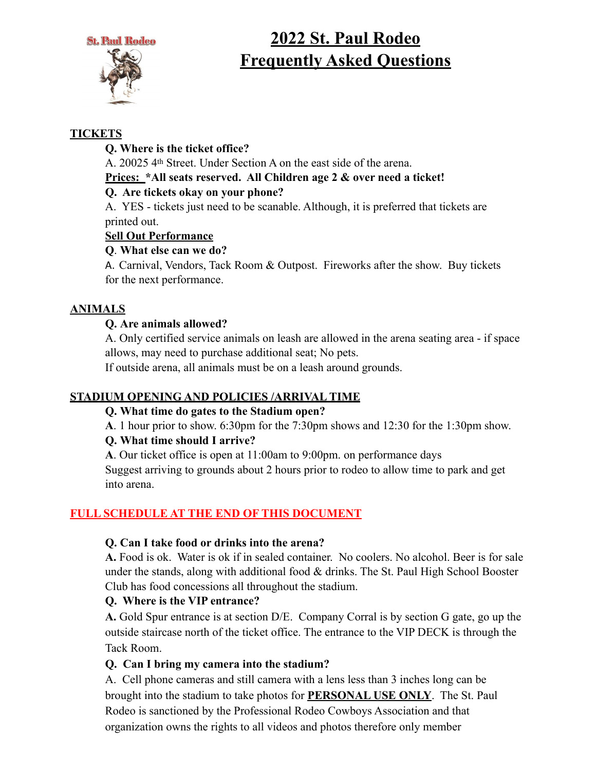St. Paul Rodeo

# 2022 St. Paul Rodeo Frequently Asked Questions

## TICKETS

**Q. Where is the ticket office?**

A. 20025 4th Street. Under Section A on the east side of the arena.

**Prices: *All seats reserved. All Children age 2 & over need a ticket!**

**Q. Are tickets okay on your phone?**

A. YES - tickets just need to be scanable. Although, it is preferred that tickets are printed out.

**Sell Out Performance**

**Q. What else can we do?**

A. Carnival, Vendors, Tack Room & Outpost. Fireworks after the show. Buy tickets for the next performance.

## ANIMALS

**Q. Are animals allowed?**

A. Only certified service animals on leash are allowed in the arena seating area - if space allows, may need to purchase additional seat; No pets.

If outside arena, all animals must be on a leash around grounds.

## STADIUM OPENING AND POLICIES /ARRIVAL TIME

**Q. What time do gates to the Stadium open?**

**A**. 1 hour prior to show. 6:30pm for the 7:30pm shows and 12:30 for the 1:30pm show.

**Q. What time should I arrive?**

**A**. Our ticket office is open at 11:00am to 9:00pm. on performance days

Suggest arriving to grounds about 2 hours prior to rodeo to allow time to park and get into arena.

**FULL SCHEDULE AT THE END OF THIS DOCUMENT**

**Q. Can I take food or drinks into the arena?**

**A.** Food is ok. Water is ok if in sealed container. No coolers. No alcohol. Beer is for sale under the stands, along with additional food & drinks. The St. Paul High School Booster Club has food concessions all throughout the stadium.

**Q. Where is the VIP entrance?**

**A.** Gold Spur entrance is at section D/E. Company Corral is by section G gate, go up the outside staircase north of the ticket office. The entrance to the VIP DECK is through the Tack Room.

**Q. Can I bring my camera into the stadium?**

A. Cell phone cameras and still camera with a lens less than 3 inches long can be brought into the stadium to take photos for **PERSONAL USE ONLY**. The St. Paul Rodeo is sanctioned by the Professional Rodeo Cowboys Association and that organization owns the rights to all videos and photos therefore only member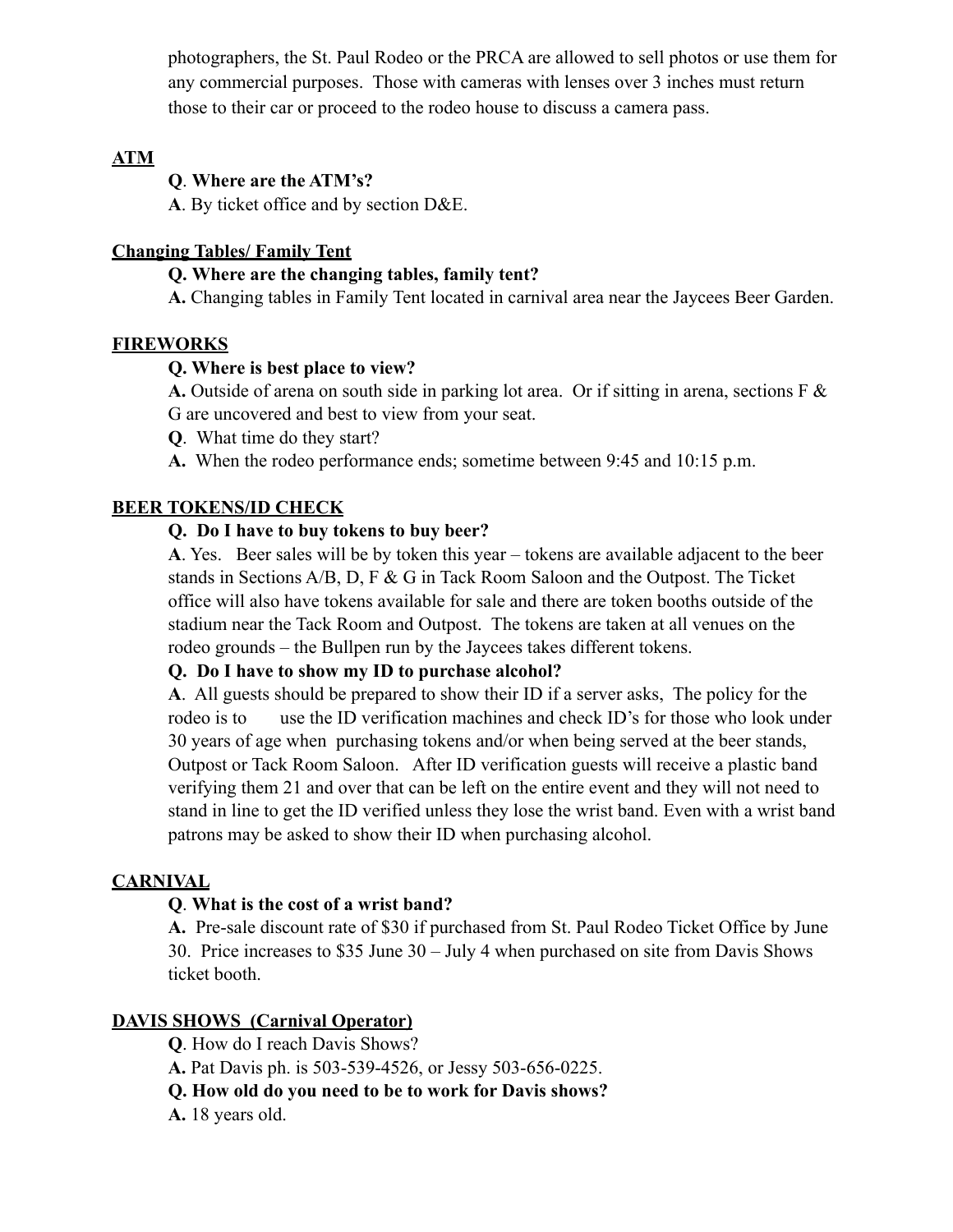photographers, the St. Paul Rodeo or the PRCA are allowed to sell photos or use them for any commercial purposes. Those with cameras with lenses over 3 inches must return those to their car or proceed to the rodeo house to discuss a camera pass.

**ATM**

**Q**. **Where are the ATM's?**

**A**. By ticket office and by section D&E.

**Changing Tables/ Family Tent**

**Q. Where are the changing tables, family tent?**

**A.** Changing tables in Family Tent located in carnival area near the Jaycees Beer Garden.

**FIREWORKS**

**Q. Where is best place to view?**

**A.** Outside of arena on south side in parking lot area. Or if sitting in arena, sections F & G are uncovered and best to view from your seat.

**Q**. What time do they start?

**A.** When the rodeo performance ends; sometime between 9:45 and 10:15 p.m.

**BEER TOKENS/ID CHECK**

**Q. Do I have to buy tokens to buy beer?**

**A**. Yes. Beer sales will be by token this year – tokens are available adjacent to the beer stands in Sections A/B, D, F & G in Tack Room Saloon and the Outpost. The Ticket office will also have tokens available for sale and there are token booths outside of the stadium near the Tack Room and Outpost. The tokens are taken at all venues on the rodeo grounds – the Bullpen run by the Jaycees takes different tokens.

**Q. Do I have to show my ID to purchase alcohol?**

**A**. All guests should be prepared to show their ID if a server asks, The policy for the rodeo is to use the ID verification machines and check ID's for those who look under 30 years of age when purchasing tokens and/or when being served at the beer stands, Outpost or Tack Room Saloon. After ID verification guests will receive a plastic band verifying them 21 and over that can be left on the entire event and they will not need to stand in line to get the ID verified unless they lose the wrist band. Even with a wrist band patrons may be asked to show their ID when purchasing alcohol.

**CARNIVAL**

**Q**. **What is the cost of a wrist band?**

**A.** Pre-sale discount rate of $30 if purchased from St. Paul Rodeo Ticket Office by June 30. Price increases to $35 June 30 – July 4 when purchased on site from Davis Shows ticket booth.

**DAVIS SHOWS (Carnival Operator)**

**Q**. How do I reach Davis Shows?

**A.** Pat Davis ph. is 503-539-4526, or Jessy 503-656-0225.

**Q. How old do you need to be to work for Davis shows?**

**A.** 18 years old.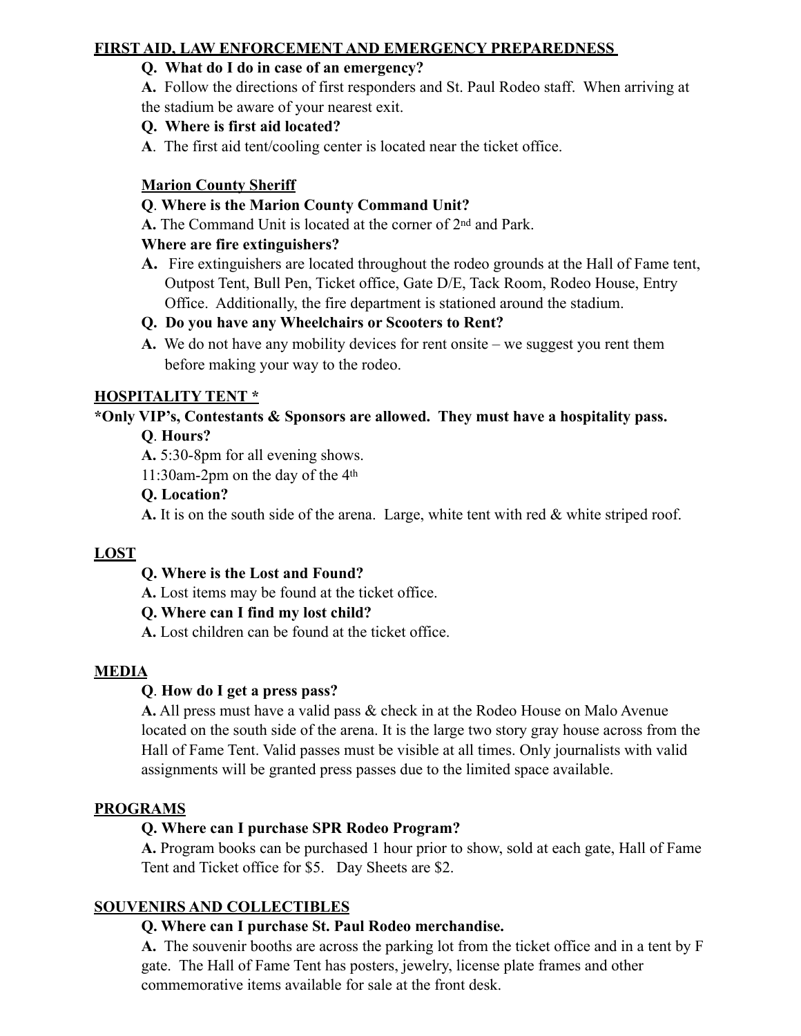## FIRST AID, LAW ENFORCEMENT AND EMERGENCY PREPAREDNESS

**Q. What do I do in case of an emergency?**

**A.** Follow the directions of first responders and St. Paul Rodeo staff. When arriving at the stadium be aware of your nearest exit.

**Q. Where is first aid located?**

**A**. The first aid tent/cooling center is located near the ticket office.

### Marion County Sheriff

**Q**. **Where is the Marion County Command Unit?**

**A.** The Command Unit is located at the corner of 2nd and Park.

**Where are fire extinguishers?**

**A.** Fire extinguishers are located throughout the rodeo grounds at the Hall of Fame tent, Outpost Tent, Bull Pen, Ticket office, Gate D/E, Tack Room, Rodeo House, Entry Office. Additionally, the fire department is stationed around the stadium.

**Q. Do you have any Wheelchairs or Scooters to Rent?**

**A.** We do not have any mobility devices for rent onsite – we suggest you rent them before making your way to the rodeo.

## HOSPITALITY TENT *

**\*Only VIP's, Contestants & Sponsors are allowed. They must have a hospitality pass.**

**Q**. **Hours?**

**A.** 5:30-8pm for all evening shows.

11:30am-2pm on the day of the 4th

**Q. Location?**

**A.** It is on the south side of the arena. Large, white tent with red & white striped roof.

## LOST

**Q. Where is the Lost and Found?**

**A.** Lost items may be found at the ticket office.

**Q. Where can I find my lost child?**

**A.** Lost children can be found at the ticket office.

## MEDIA

**Q**. **How do I get a press pass?**

**A.** All press must have a valid pass & check in at the Rodeo House on Malo Avenue located on the south side of the arena. It is the large two story gray house across from the Hall of Fame Tent. Valid passes must be visible at all times. Only journalists with valid assignments will be granted press passes due to the limited space available.

## PROGRAMS

**Q. Where can I purchase SPR Rodeo Program?**

**A.** Program books can be purchased 1 hour prior to show, sold at each gate, Hall of Fame Tent and Ticket office for $5. Day Sheets are $2.

## SOUVENIRS AND COLLECTIBLES

**Q. Where can I purchase St. Paul Rodeo merchandise.**

**A.** The souvenir booths are across the parking lot from the ticket office and in a tent by F gate. The Hall of Fame Tent has posters, jewelry, license plate frames and other commemorative items available for sale at the front desk.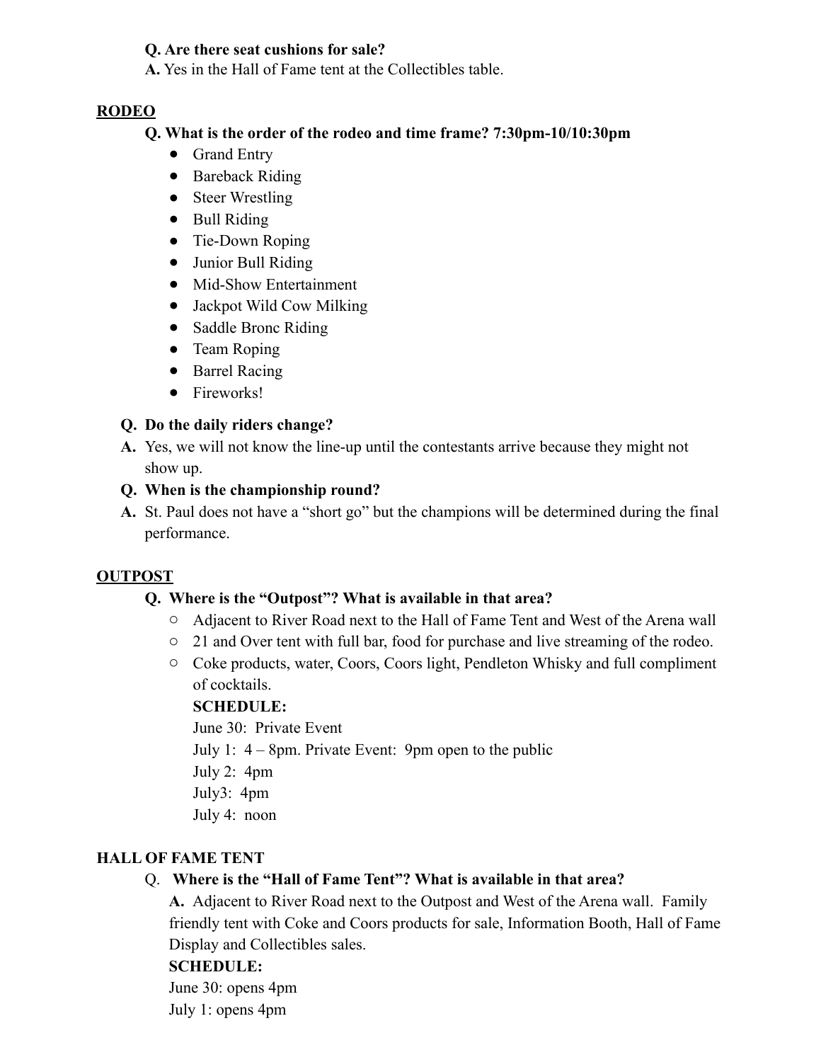**Q. Are there seat cushions for sale?**
**A.** Yes in the Hall of Fame tent at the Collectibles table.

## RODEO

**Q. What is the order of the rodeo and time frame? 7:30pm-10/10:30pm**

- Grand Entry
- Bareback Riding
- Steer Wrestling
- Bull Riding
- Tie-Down Roping
- Junior Bull Riding
- Mid-Show Entertainment
- Jackpot Wild Cow Milking
- Saddle Bronc Riding
- Team Roping
- Barrel Racing
- Fireworks!

**Q. Do the daily riders change?**
**A.** Yes, we will not know the line-up until the contestants arrive because they might not show up.

**Q. When is the championship round?**
**A.** St. Paul does not have a "short go" but the champions will be determined during the final performance.

## OUTPOST

**Q. Where is the "Outpost"? What is available in that area?**

- Adjacent to River Road next to the Hall of Fame Tent and West of the Arena wall
- 21 and Over tent with full bar, food for purchase and live streaming of the rodeo.
- Coke products, water, Coors, Coors light, Pendleton Whisky and full compliment of cocktails.

  **SCHEDULE:**
  June 30: Private Event
  July 1: 4 – 8pm. Private Event: 9pm open to the public
  July 2: 4pm
  July3: 4pm
  July 4: noon

## HALL OF FAME TENT

Q. **Where is the "Hall of Fame Tent"? What is available in that area?**

**A.** Adjacent to River Road next to the Outpost and West of the Arena wall. Family friendly tent with Coke and Coors products for sale, Information Booth, Hall of Fame Display and Collectibles sales.

**SCHEDULE:**
June 30: opens 4pm
July 1: opens 4pm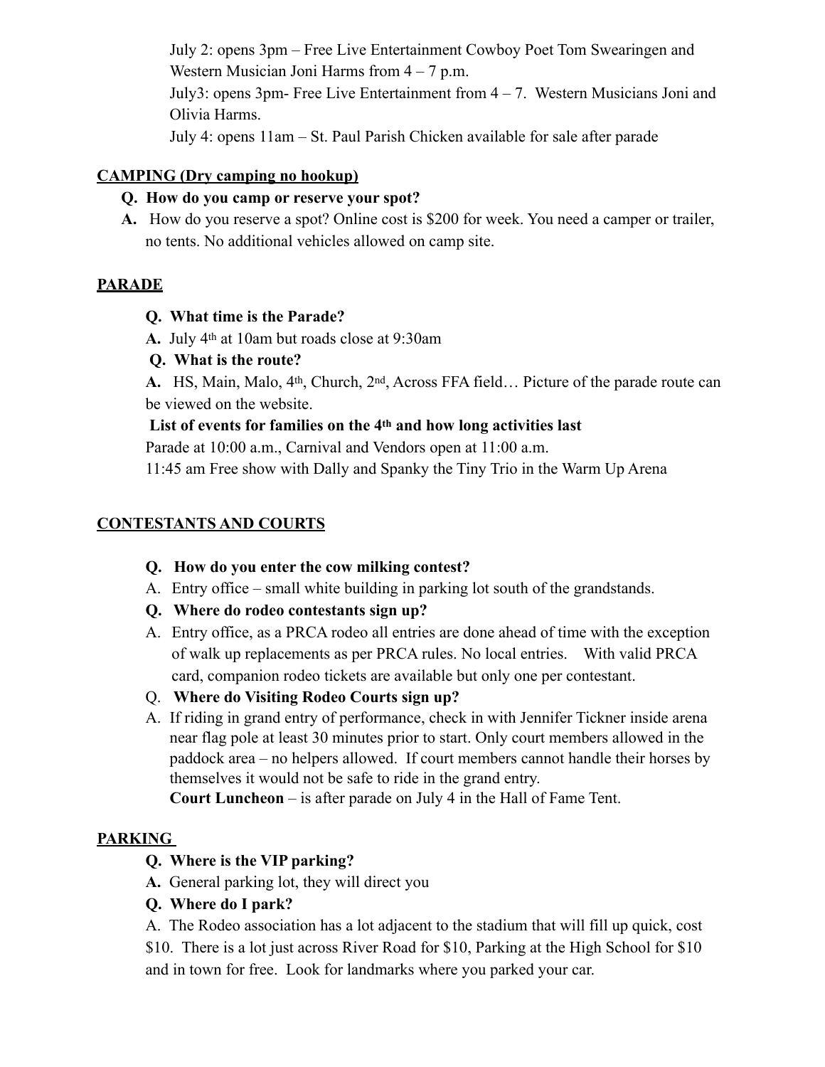July 2: opens 3pm – Free Live Entertainment Cowboy Poet Tom Swearingen and Western Musician Joni Harms from 4 – 7 p.m.

July3: opens 3pm- Free Live Entertainment from 4 – 7. Western Musicians Joni and Olivia Harms.

July 4: opens 11am – St. Paul Parish Chicken available for sale after parade

## CAMPING (Dry camping no hookup)

**Q. How do you camp or reserve your spot?**

**A.** How do you reserve a spot? Online cost is $200 for week. You need a camper or trailer, no tents. No additional vehicles allowed on camp site.

## PARADE

**Q. What time is the Parade?**

**A.** July 4th at 10am but roads close at 9:30am

**Q. What is the route?**

**A.** HS, Main, Malo, 4th, Church, 2nd, Across FFA field… Picture of the parade route can be viewed on the website.

**List of events for families on the 4th and how long activities last**

Parade at 10:00 a.m., Carnival and Vendors open at 11:00 a.m.

11:45 am Free show with Dally and Spanky the Tiny Trio in the Warm Up Arena

## CONTESTANTS AND COURTS

**Q. How do you enter the cow milking contest?**

A. Entry office – small white building in parking lot south of the grandstands.

**Q. Where do rodeo contestants sign up?**

A. Entry office, as a PRCA rodeo all entries are done ahead of time with the exception of walk up replacements as per PRCA rules. No local entries. With valid PRCA card, companion rodeo tickets are available but only one per contestant.

Q. **Where do Visiting Rodeo Courts sign up?**

A. If riding in grand entry of performance, check in with Jennifer Tickner inside arena near flag pole at least 30 minutes prior to start. Only court members allowed in the paddock area – no helpers allowed. If court members cannot handle their horses by themselves it would not be safe to ride in the grand entry.

**Court Luncheon** – is after parade on July 4 in the Hall of Fame Tent.

## PARKING

**Q. Where is the VIP parking?**

**A.** General parking lot, they will direct you

**Q. Where do I park?**

A. The Rodeo association has a lot adjacent to the stadium that will fill up quick, cost $10. There is a lot just across River Road for $10, Parking at the High School for $10 and in town for free. Look for landmarks where you parked your car.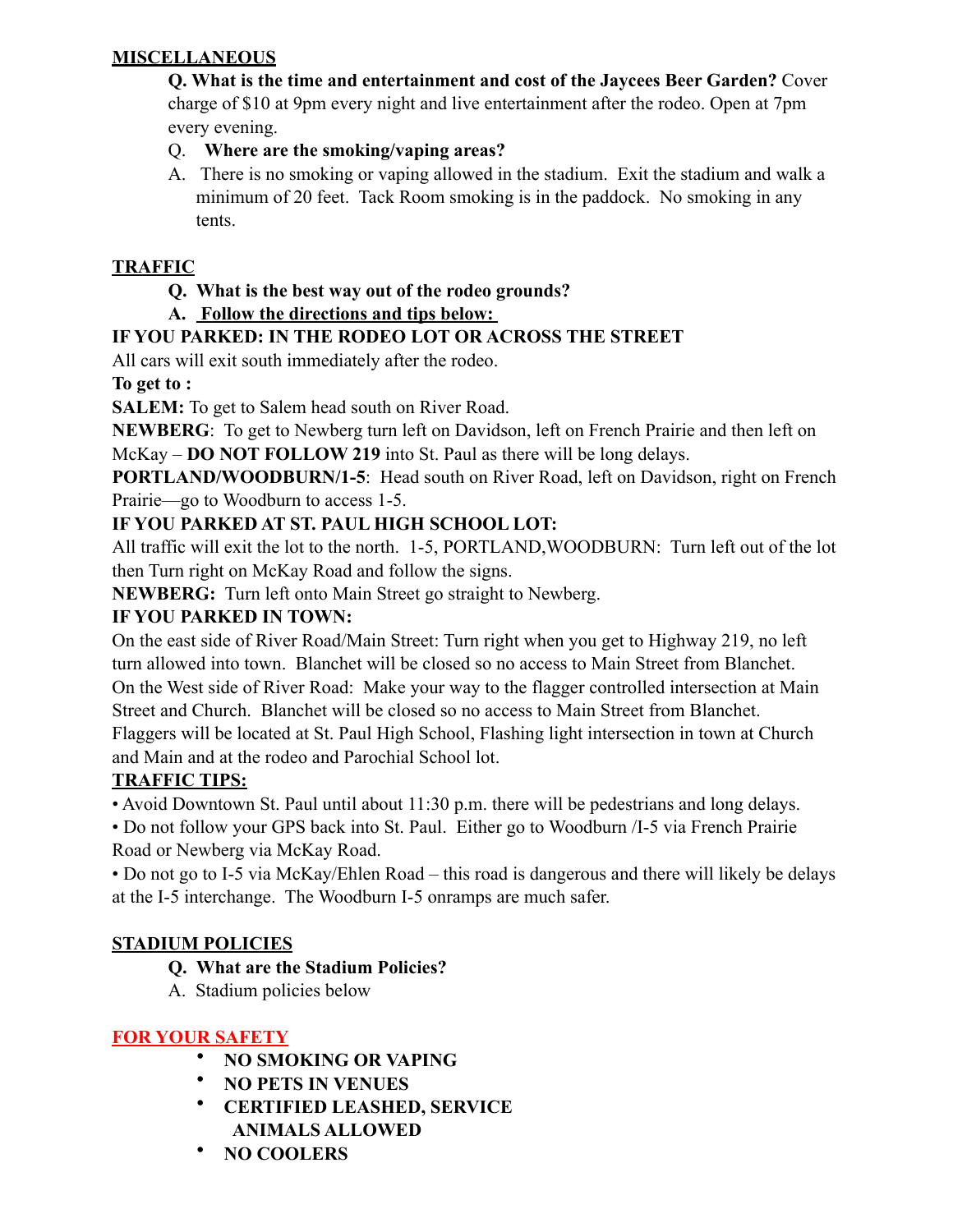## MISCELLANEOUS

**Q. What is the time and entertainment and cost of the Jaycees Beer Garden?** Cover charge of $10 at 9pm every night and live entertainment after the rodeo. Open at 7pm every evening.

Q. **Where are the smoking/vaping areas?**

A. There is no smoking or vaping allowed in the stadium. Exit the stadium and walk a minimum of 20 feet. Tack Room smoking is in the paddock. No smoking in any tents.

## TRAFFIC

**Q. What is the best way out of the rodeo grounds?**

**A. Follow the directions and tips below:**

**IF YOU PARKED: IN THE RODEO LOT OR ACROSS THE STREET**

All cars will exit south immediately after the rodeo.

**To get to :**

**SALEM:** To get to Salem head south on River Road.

**NEWBERG**: To get to Newberg turn left on Davidson, left on French Prairie and then left on McKay – **DO NOT FOLLOW 219** into St. Paul as there will be long delays.

**PORTLAND/WOODBURN/1-5**: Head south on River Road, left on Davidson, right on French Prairie—go to Woodburn to access 1-5.

**IF YOU PARKED AT ST. PAUL HIGH SCHOOL LOT:**

All traffic will exit the lot to the north. 1-5, PORTLAND,WOODBURN: Turn left out of the lot then Turn right on McKay Road and follow the signs.

**NEWBERG:** Turn left onto Main Street go straight to Newberg.

**IF YOU PARKED IN TOWN:**

On the east side of River Road/Main Street: Turn right when you get to Highway 219, no left turn allowed into town. Blanchet will be closed so no access to Main Street from Blanchet.

On the West side of River Road: Make your way to the flagger controlled intersection at Main Street and Church. Blanchet will be closed so no access to Main Street from Blanchet.

Flaggers will be located at St. Paul High School, Flashing light intersection in town at Church and Main and at the rodeo and Parochial School lot.

**TRAFFIC TIPS:**

- Avoid Downtown St. Paul until about 11:30 p.m. there will be pedestrians and long delays.
- Do not follow your GPS back into St. Paul. Either go to Woodburn /I-5 via French Prairie Road or Newberg via McKay Road.
- Do not go to I-5 via McKay/Ehlen Road – this road is dangerous and there will likely be delays at the I-5 interchange. The Woodburn I-5 onramps are much safer.

## STADIUM POLICIES

**Q. What are the Stadium Policies?**

A. Stadium policies below

**FOR YOUR SAFETY**

- **NO SMOKING OR VAPING**
- **NO PETS IN VENUES**
- **CERTIFIED LEASHED, SERVICE ANIMALS ALLOWED**
- **NO COOLERS**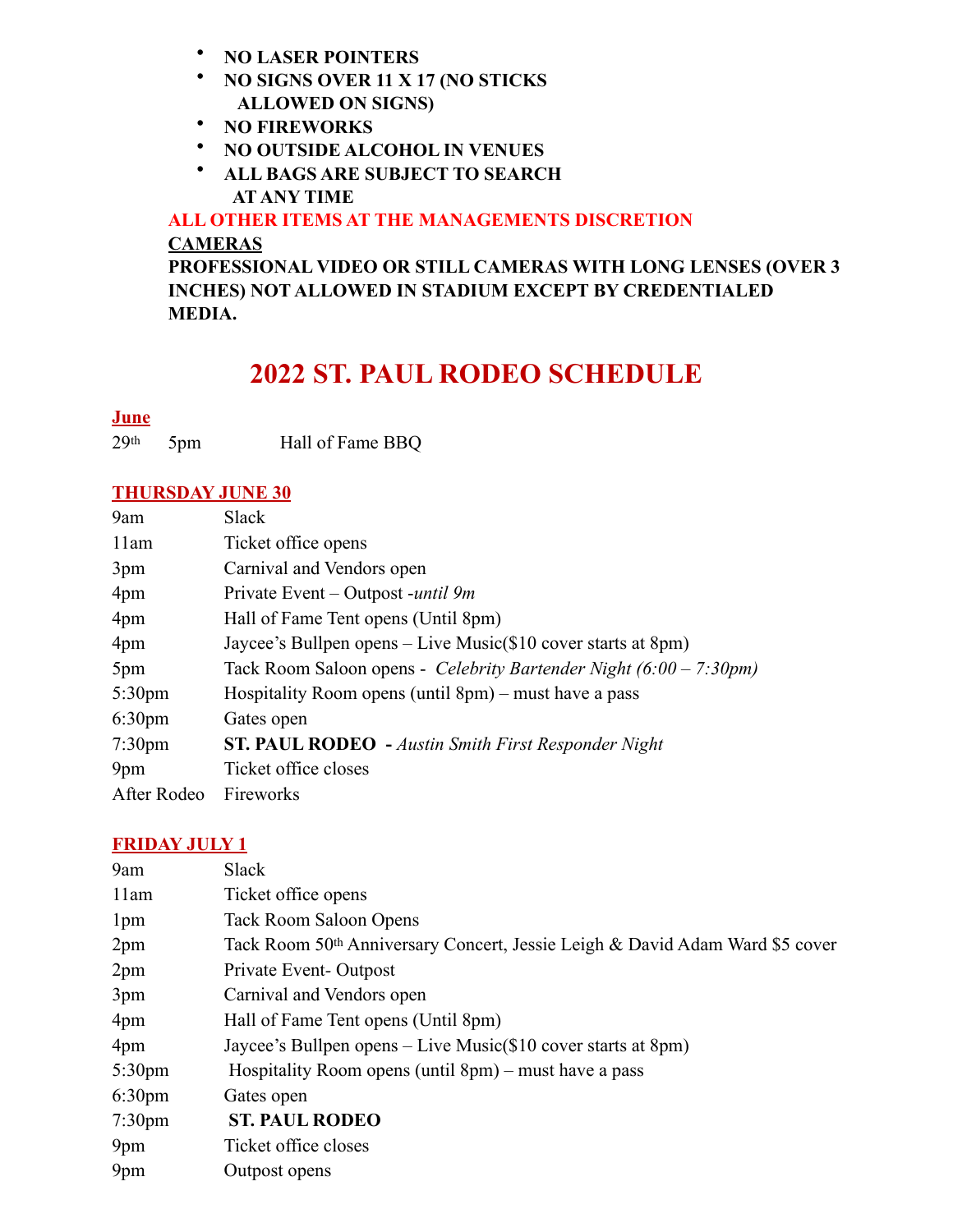- **NO LASER POINTERS**
- **NO SIGNS OVER 11 X 17 (NO STICKS ALLOWED ON SIGNS)**
- **NO FIREWORKS**
- **NO OUTSIDE ALCOHOL IN VENUES**
- **ALL BAGS ARE SUBJECT TO SEARCH AT ANY TIME**

**ALL OTHER ITEMS AT THE MANAGEMENTS DISCRETION**

**CAMERAS**

**PROFESSIONAL VIDEO OR STILL CAMERAS WITH LONG LENSES (OVER 3 INCHES) NOT ALLOWED IN STADIUM EXCEPT BY CREDENTIALED MEDIA.**

# 2022 ST. PAUL RODEO SCHEDULE

## June

| | | |
|---|---|---|
| 29th | 5pm | Hall of Fame BBQ |

## THURSDAY JUNE 30

| | |
|---|---|
| 9am | Slack |
| 11am | Ticket office opens |
| 3pm | Carnival and Vendors open |
| 4pm | Private Event – Outpost -*until 9m* |
| 4pm | Hall of Fame Tent opens (Until 8pm) |
| 4pm | Jaycee's Bullpen opens – Live Music($10 cover starts at 8pm) |
| 5pm | Tack Room Saloon opens - *Celebrity Bartender Night (6:00 – 7:30pm)* |
| 5:30pm | Hospitality Room opens (until 8pm) – must have a pass |
| 6:30pm | Gates open |
| 7:30pm | **ST. PAUL RODEO** **-** *Austin Smith First Responder Night* |
| 9pm | Ticket office closes |
| After Rodeo | Fireworks |

## FRIDAY JULY 1

| | |
|---|---|
| 9am | Slack |
| 11am | Ticket office opens |
| 1pm | Tack Room Saloon Opens |
| 2pm | Tack Room 50th Anniversary Concert, Jessie Leigh & David Adam Ward $5 cover |
| 2pm | Private Event- Outpost |
| 3pm | Carnival and Vendors open |
| 4pm | Hall of Fame Tent opens (Until 8pm) |
| 4pm | Jaycee's Bullpen opens – Live Music($10 cover starts at 8pm) |
| 5:30pm | Hospitality Room opens (until 8pm) – must have a pass |
| 6:30pm | Gates open |
| 7:30pm | **ST. PAUL RODEO** |
| 9pm | Ticket office closes |
| 9pm | Outpost opens |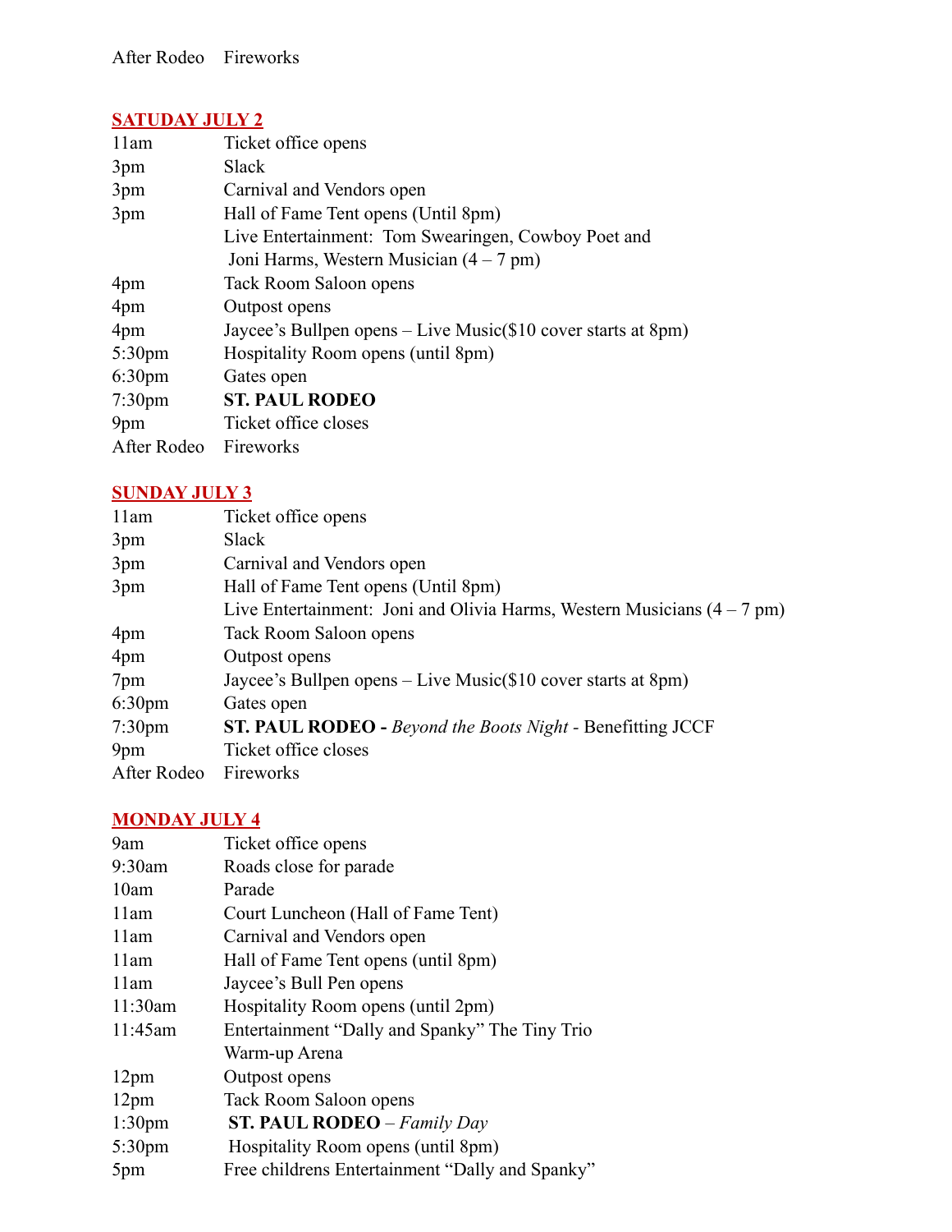| | |
|---|---|
| After Rodeo | Fireworks |

## SATUDAY JULY 2

| | |
|---|---|
| 11am | Ticket office opens |
| 3pm | Slack |
| 3pm | Carnival and Vendors open |
| 3pm | Hall of Fame Tent opens (Until 8pm) |
| | Live Entertainment: Tom Swearingen, Cowboy Poet and Joni Harms, Western Musician (4 – 7 pm) |
| 4pm | Tack Room Saloon opens |
| 4pm | Outpost opens |
| 4pm | Jaycee's Bullpen opens – Live Music($10 cover starts at 8pm) |
| 5:30pm | Hospitality Room opens (until 8pm) |
| 6:30pm | Gates open |
| 7:30pm | **ST. PAUL RODEO** |
| 9pm | Ticket office closes |
| After Rodeo | Fireworks |

## SUNDAY JULY 3

| | |
|---|---|
| 11am | Ticket office opens |
| 3pm | Slack |
| 3pm | Carnival and Vendors open |
| 3pm | Hall of Fame Tent opens (Until 8pm) |
| | Live Entertainment: Joni and Olivia Harms, Western Musicians (4 – 7 pm) |
| 4pm | Tack Room Saloon opens |
| 4pm | Outpost opens |
| 7pm | Jaycee's Bullpen opens – Live Music($10 cover starts at 8pm) |
| 6:30pm | Gates open |
| 7:30pm | **ST. PAUL RODEO -** *Beyond the Boots Night* - Benefitting JCCF |
| 9pm | Ticket office closes |
| After Rodeo | Fireworks |

## MONDAY JULY 4

| | |
|---|---|
| 9am | Ticket office opens |
| 9:30am | Roads close for parade |
| 10am | Parade |
| 11am | Court Luncheon (Hall of Fame Tent) |
| 11am | Carnival and Vendors open |
| 11am | Hall of Fame Tent opens (until 8pm) |
| 11am | Jaycee's Bull Pen opens |
| 11:30am | Hospitality Room opens (until 2pm) |
| 11:45am | Entertainment "Dally and Spanky" The Tiny Trio Warm-up Arena |
| 12pm | Outpost opens |
| 12pm | Tack Room Saloon opens |
| 1:30pm | **ST. PAUL RODEO** – *Family Day* |
| 5:30pm | Hospitality Room opens (until 8pm) |
| 5pm | Free childrens Entertainment "Dally and Spanky" |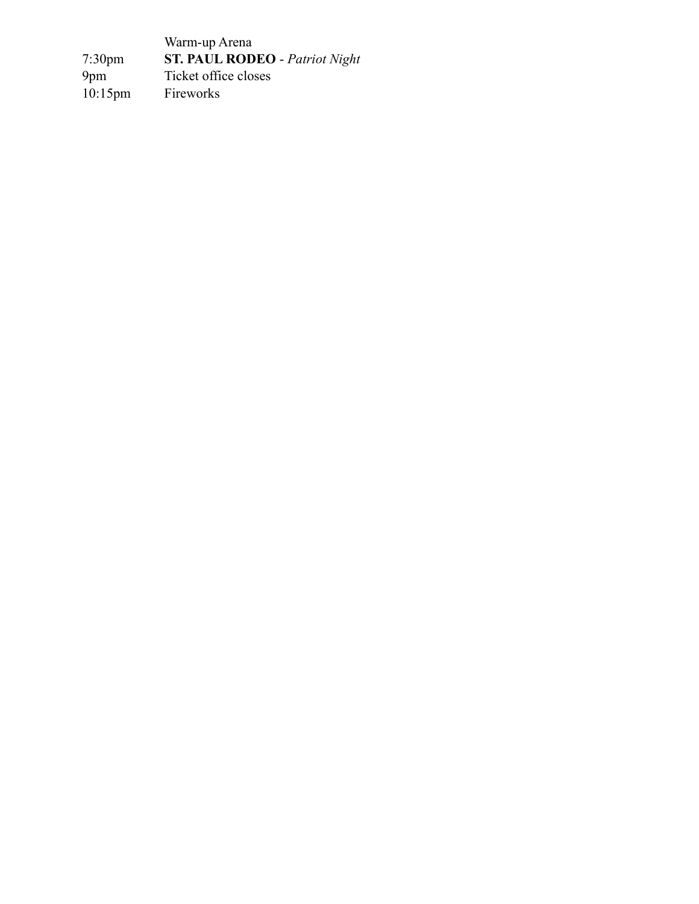| | |
|---|---|
| | Warm-up Arena |
| 7:30pm | **ST. PAUL RODEO** - *Patriot Night* |
| 9pm | Ticket office closes |
| 10:15pm | Fireworks |